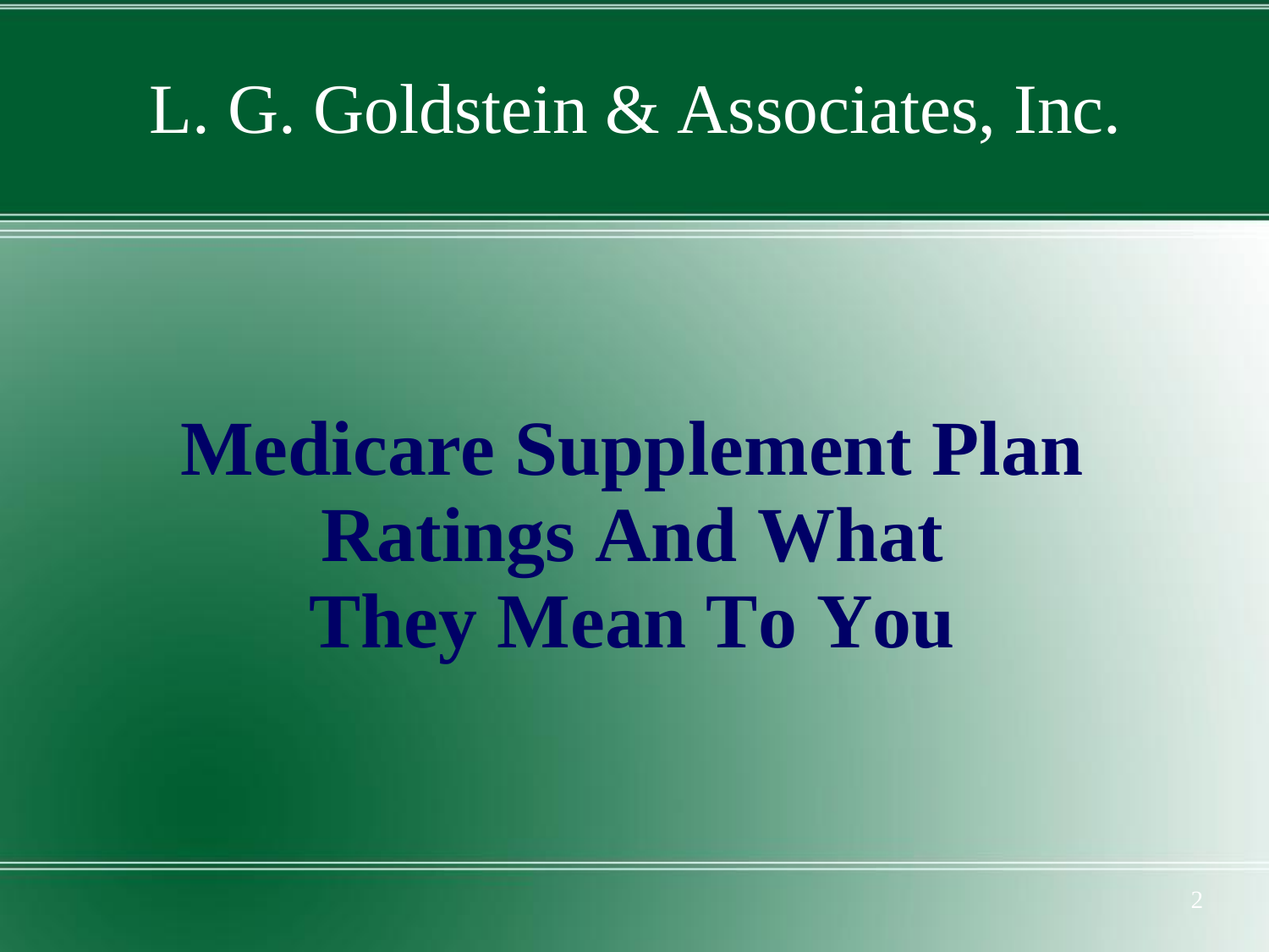L. G. Goldstein & Associates, Inc.

# Medicare Supplement Plan Ratings And What They Mean To You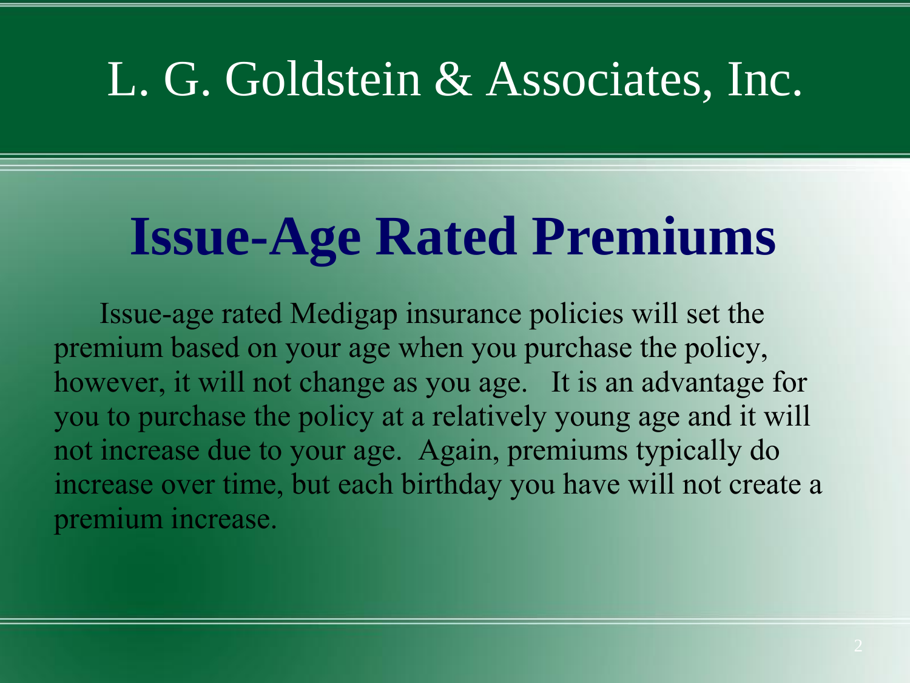# L. G. Goldstein & Associates, Inc.

## Issue-Age Rated Premiums

Issue-age rated Medigap insurance policies will set the premium based on your age when you purchase the policy, however, it will not change as you age. It is an advantage for you to purchase the policy at a relatively young age and it will not increase due to your age. Again, premiums typically do increase over time, but each birthday you have will not create a premium increase.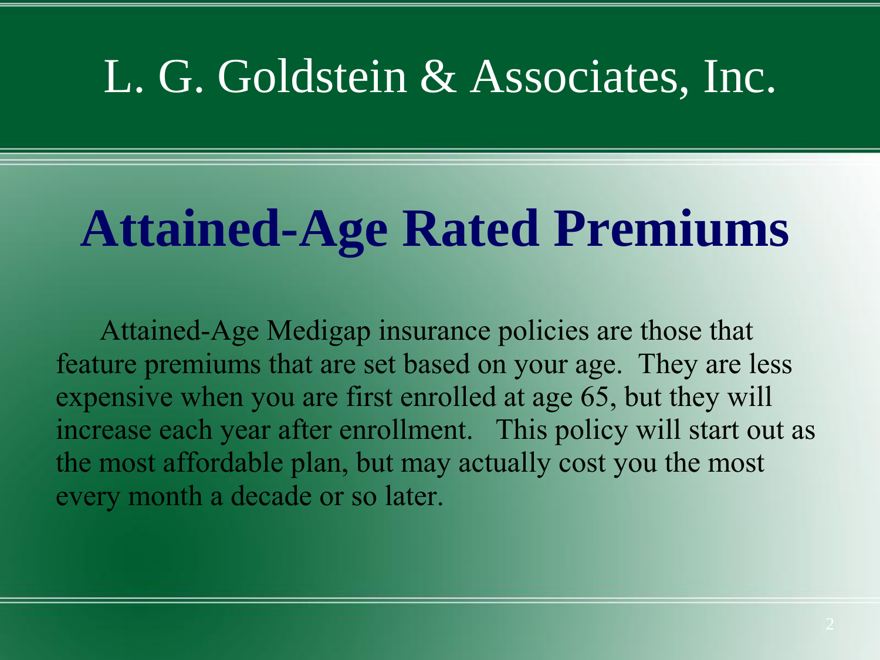L. G. Goldstein & Associates, Inc.

# Attained-Age Rated Premiums

Attained-Age Medigap insurance policies are those that feature premiums that are set based on your age. They are less expensive when you are first enrolled at age 65, but they will increase each year after enrollment. This policy will start out as the most affordable plan, but may actually cost you the most every month a decade or so later.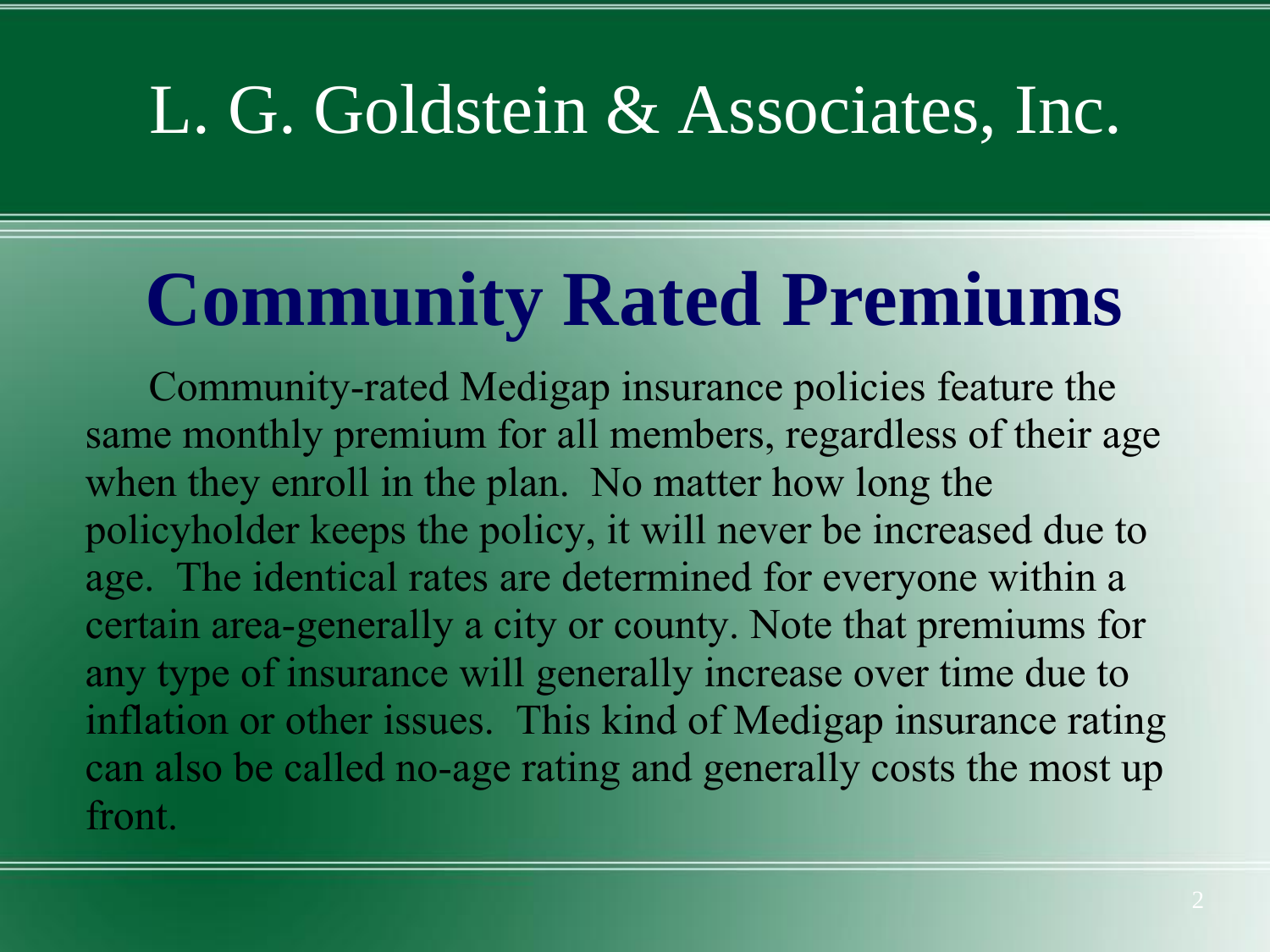# L. G. Goldstein & Associates, Inc.

## Community Rated Premiums

Community-rated Medigap insurance policies feature the same monthly premium for all members, regardless of their age when they enroll in the plan. No matter how long the policyholder keeps the policy, it will never be increased due to age. The identical rates are determined for everyone within a certain area-generally a city or county. Note that premiums for any type of insurance will generally increase over time due to inflation or other issues. This kind of Medigap insurance rating can also be called no-age rating and generally costs the most up front.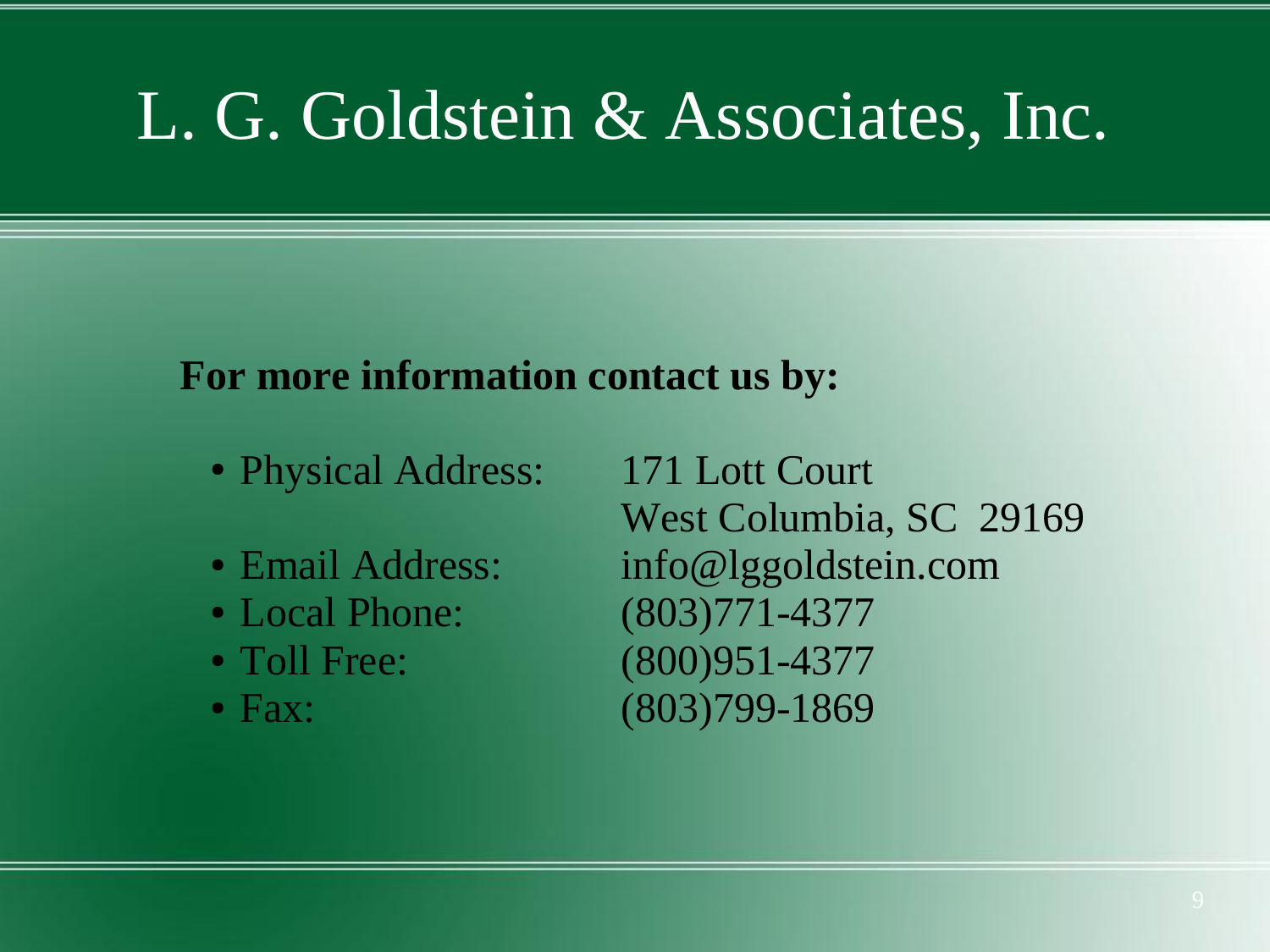# L. G. Goldstein & Associates, Inc.

**For more information contact us by:**

| | |
|---|---|
| • Physical Address: | 171 Lott Court<br>West Columbia, SC  29169 |
| • Email Address: | info@lggoldstein.com |
| • Local Phone: | (803)771-4377 |
| • Toll Free: | (800)951-4377 |
| • Fax: | (803)799-1869 |